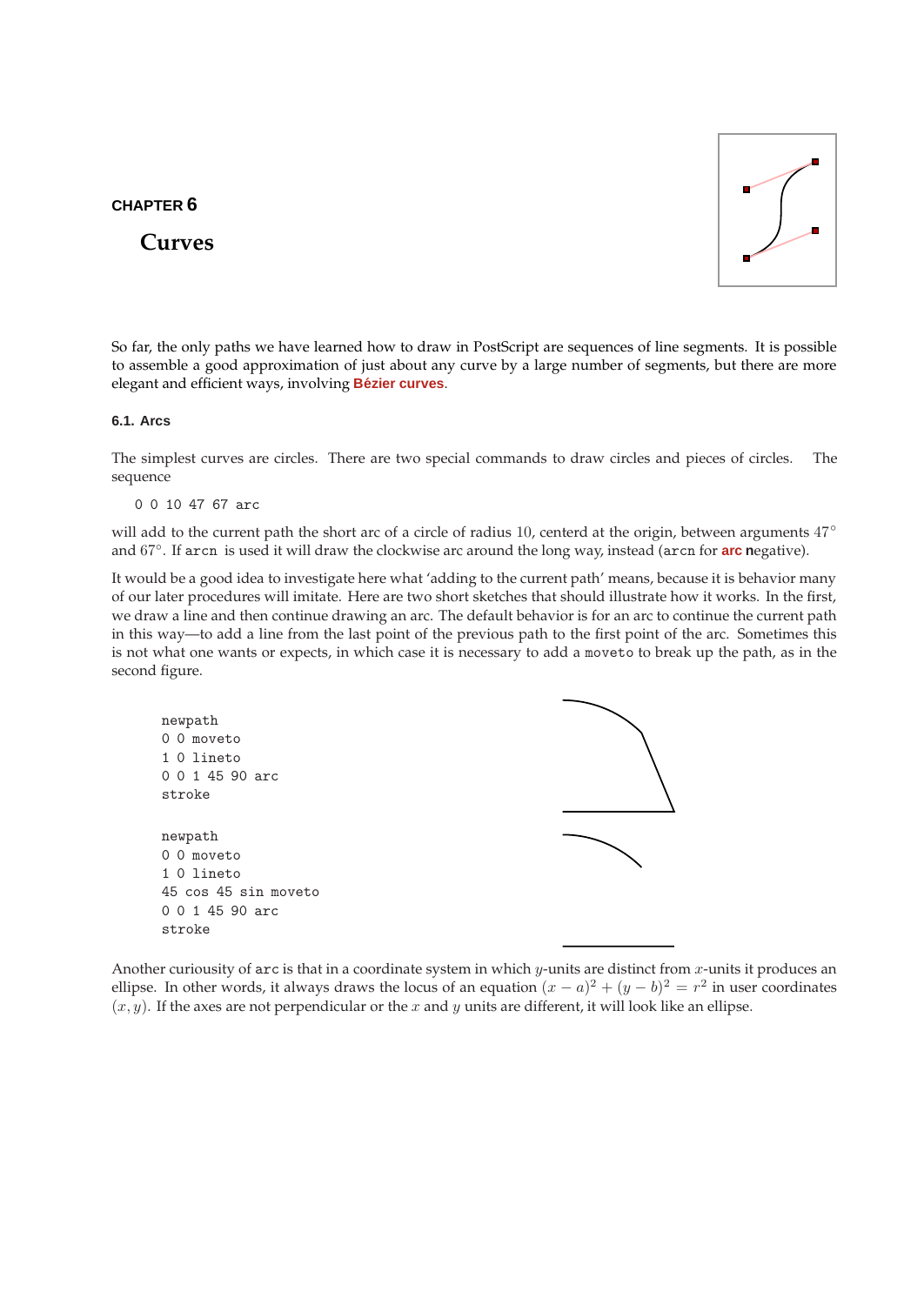CHAPTER 6

# Curves

So far, the only paths we have learned how to draw in PostScript are sequences of line segments. It is possible to assemble a good approximation of just about any curve by a large number of segments, but there are more elegant and efficient ways, involving **Bézier curves**.

### 6.1. Arcs

The simplest curves are circles. There are two special commands to draw circles and pieces of circles. The sequence

```
0 0 10 47 67 arc
```

will add to the current path the short arc of a circle of radius $10$, centerd at the origin, between arguments $47^\circ$ and $67^\circ$. If `arcn` is used it will draw the clockwise arc around the long way, instead (`arcn` for **arc n**egative).

It would be a good idea to investigate here what 'adding to the current path' means, because it is behavior many of our later procedures will imitate. Here are two short sketches that should illustrate how it works. In the first, we draw a line and then continue drawing an arc. The default behavior is for an arc to continue the current path in this way—to add a line from the last point of the previous path to the first point of the arc. Sometimes this is not what one wants or expects, in which case it is necessary to add a `moveto` to break up the path, as in the second figure.

```
newpath
0 0 moveto
1 0 lineto
0 0 1 45 90 arc
stroke
```

```
newpath
0 0 moveto
1 0 lineto
45 cos 45 sin moveto
0 0 1 45 90 arc
stroke
```

Another curiousity of `arc` is that in a coordinate system in which $y$-units are distinct from $x$-units it produces an ellipse. In other words, it always draws the locus of an equation $(x-a)^2 + (y-b)^2 = r^2$ in user coordinates $(x, y)$. If the axes are not perpendicular or the $x$ and $y$ units are different, it will look like an ellipse.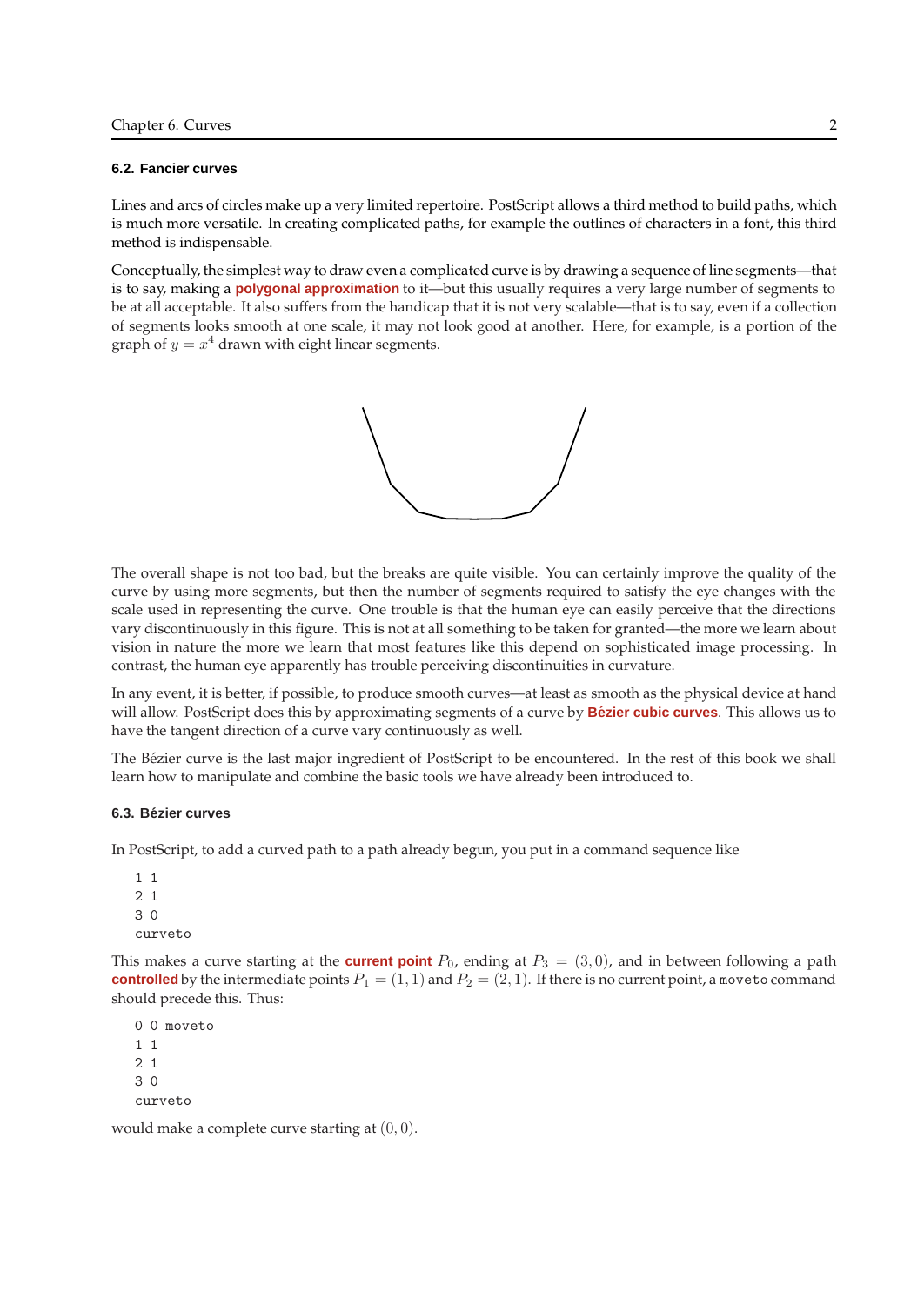### 6.2. Fancier curves

Lines and arcs of circles make up a very limited repertoire. PostScript allows a third method to build paths, which is much more versatile. In creating complicated paths, for example the outlines of characters in a font, this third method is indispensable.

Conceptually, the simplest way to draw even a complicated curve is by drawing a sequence of line segments—that is to say, making a **polygonal approximation** to it—but this usually requires a very large number of segments to be at all acceptable. It also suffers from the handicap that it is not very scalable—that is to say, even if a collection of segments looks smooth at one scale, it may not look good at another. Here, for example, is a portion of the graph of $y = x^4$ drawn with eight linear segments.

The overall shape is not too bad, but the breaks are quite visible. You can certainly improve the quality of the curve by using more segments, but then the number of segments required to satisfy the eye changes with the scale used in representing the curve. One trouble is that the human eye can easily perceive that the directions vary discontinuously in this figure. This is not at all something to be taken for granted—the more we learn about vision in nature the more we learn that most features like this depend on sophisticated image processing. In contrast, the human eye apparently has trouble perceiving discontinuities in curvature.

In any event, it is better, if possible, to produce smooth curves—at least as smooth as the physical device at hand will allow. PostScript does this by approximating segments of a curve by **Bézier cubic curves**. This allows us to have the tangent direction of a curve vary continuously as well.

The Bézier curve is the last major ingredient of PostScript to be encountered. In the rest of this book we shall learn how to manipulate and combine the basic tools we have already been introduced to.

### 6.3. Bézier curves

In PostScript, to add a curved path to a path already begun, you put in a command sequence like

```
1 1
2 1
3 0
curveto
```

This makes a curve starting at the **current point** $P_0$, ending at $P_3 = (3, 0)$, and in between following a path **controlled** by the intermediate points $P_1 = (1, 1)$ and $P_2 = (2, 1)$. If there is no current point, a `moveto` command should precede this. Thus:

```
0 0 moveto
1 1
2 1
3 0
curveto
```

would make a complete curve starting at $(0, 0)$.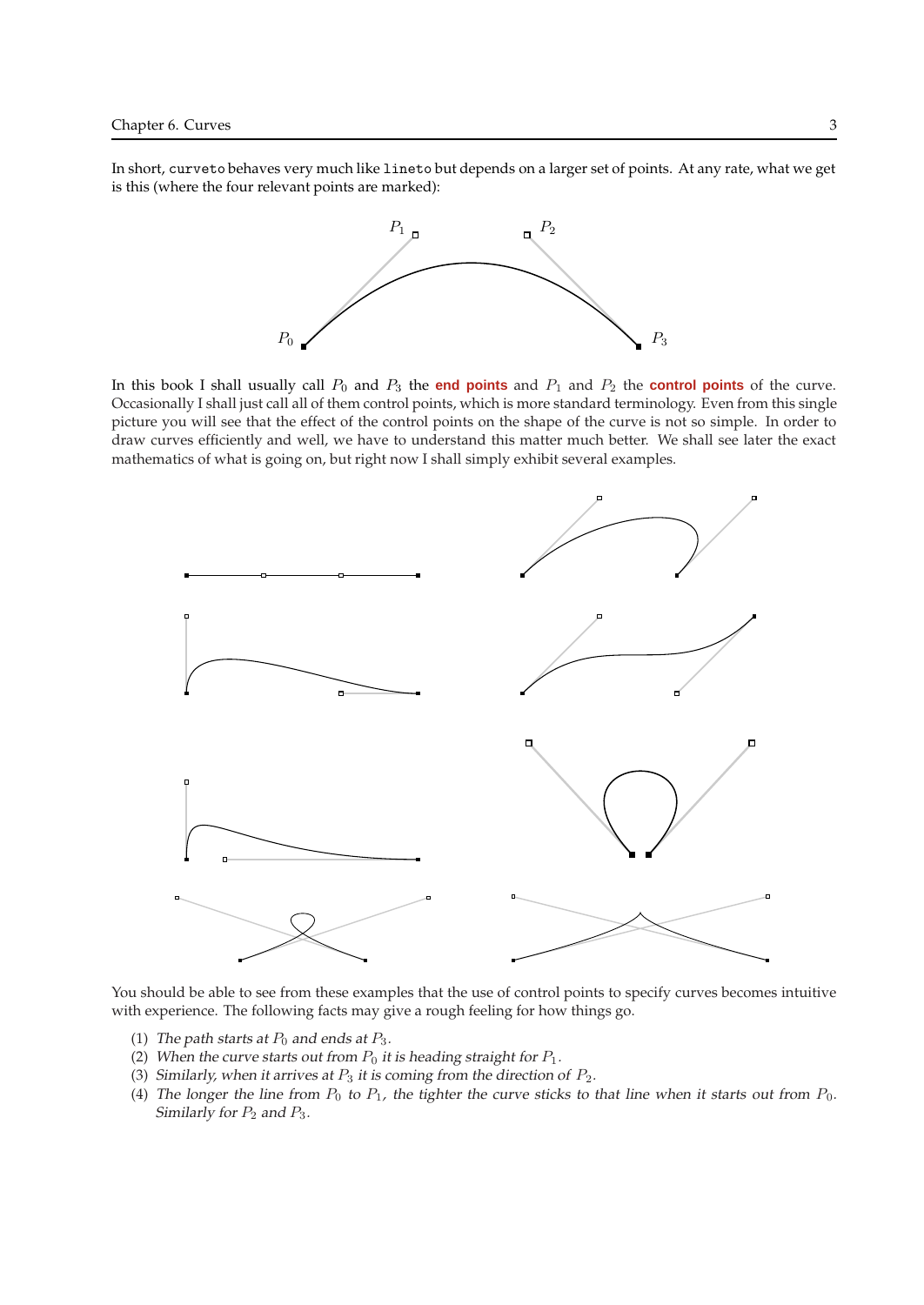In short, `curveto` behaves very much like `lineto` but depends on a larger set of points. At any rate, what we get is this (where the four relevant points are marked):

In this book I shall usually call $P_0$ and $P_3$ the **end points** and $P_1$ and $P_2$ the **control points** of the curve. Occasionally I shall just call all of them control points, which is more standard terminology. Even from this single picture you will see that the effect of the control points on the shape of the curve is not so simple. In order to draw curves efficiently and well, we have to understand this matter much better. We shall see later the exact mathematics of what is going on, but right now I shall simply exhibit several examples.

You should be able to see from these examples that the use of control points to specify curves becomes intuitive with experience. The following facts may give a rough feeling for how things go.

(1) *The path starts at $P_0$ and ends at $P_3$.*
(2) *When the curve starts out from $P_0$ it is heading straight for $P_1$.*
(3) *Similarly, when it arrives at $P_3$ it is coming from the direction of $P_2$.*
(4) *The longer the line from $P_0$ to $P_1$, the tighter the curve sticks to that line when it starts out from $P_0$. Similarly for $P_2$ and $P_3$.*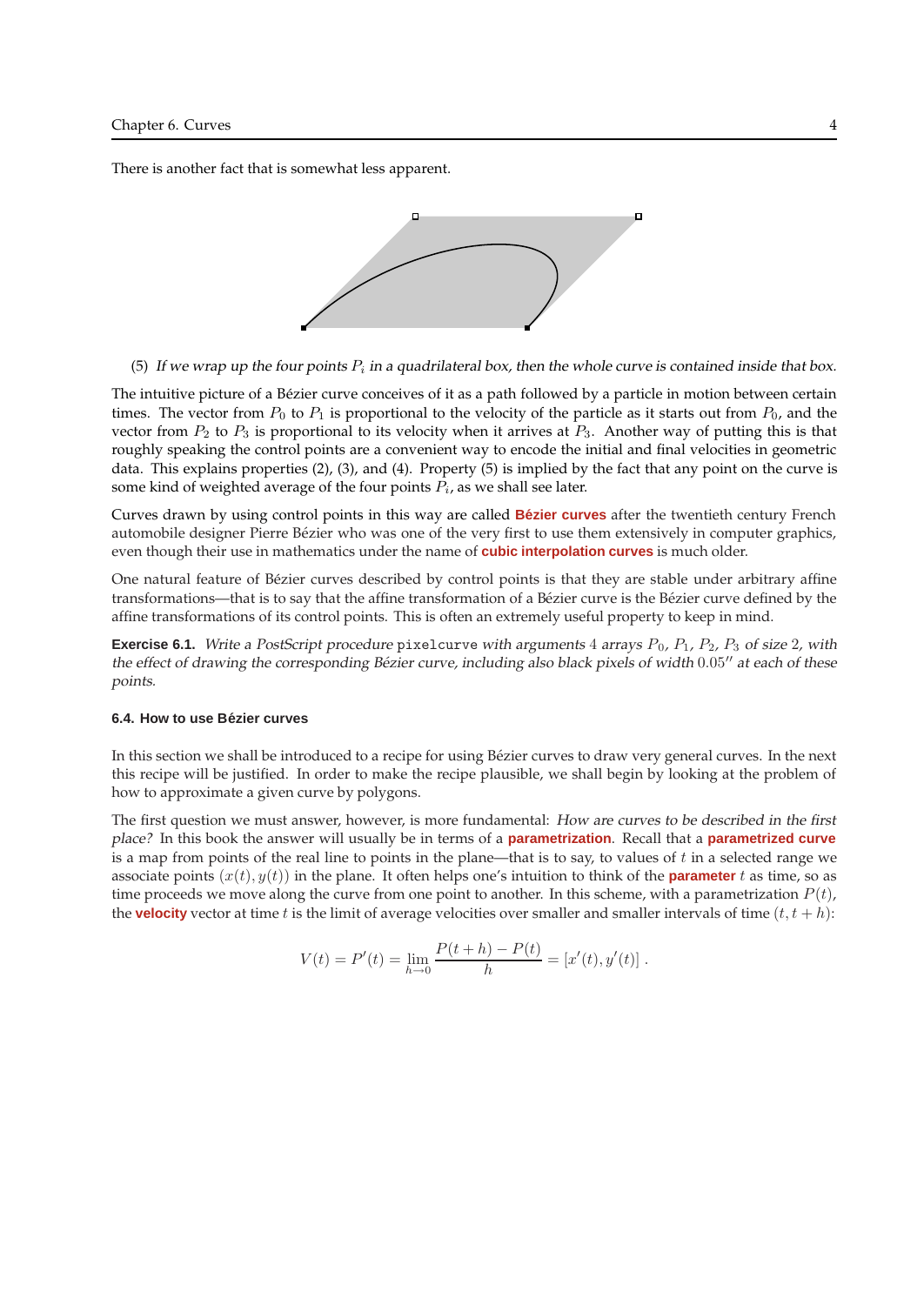There is another fact that is somewhat less apparent.

(5) *If we wrap up the four points $P_i$ in a quadrilateral box, then the whole curve is contained inside that box.*

The intuitive picture of a Bézier curve conceives of it as a path followed by a particle in motion between certain times. The vector from $P_0$ to $P_1$ is proportional to the velocity of the particle as it starts out from $P_0$, and the vector from $P_2$ to $P_3$ is proportional to its velocity when it arrives at $P_3$. Another way of putting this is that roughly speaking the control points are a convenient way to encode the initial and final velocities in geometric data. This explains properties (2), (3), and (4). Property (5) is implied by the fact that any point on the curve is some kind of weighted average of the four points $P_i$, as we shall see later.

Curves drawn by using control points in this way are called **Bézier curves** after the twentieth century French automobile designer Pierre Bézier who was one of the very first to use them extensively in computer graphics, even though their use in mathematics under the name of **cubic interpolation curves** is much older.

One natural feature of Bézier curves described by control points is that they are stable under arbitrary affine transformations—that is to say that the affine transformation of a Bézier curve is the Bézier curve defined by the affine transformations of its control points. This is often an extremely useful property to keep in mind.

**Exercise 6.1.** *Write a PostScript procedure* `pixelcurve` *with arguments* $4$ *arrays* $P_0$, $P_1$, $P_2$, $P_3$ *of size* $2$, *with the effect of drawing the corresponding Bézier curve, including also black pixels of width* $0.05''$ *at each of these points.*

### 6.4. How to use Bézier curves

In this section we shall be introduced to a recipe for using Bézier curves to draw very general curves. In the next this recipe will be justified. In order to make the recipe plausible, we shall begin by looking at the problem of how to approximate a given curve by polygons.

The first question we must answer, however, is more fundamental: *How are curves to be described in the first place?* In this book the answer will usually be in terms of a **parametrization**. Recall that a **parametrized curve** is a map from points of the real line to points in the plane—that is to say, to values of $t$ in a selected range we associate points $(x(t), y(t))$ in the plane. It often helps one's intuition to think of the **parameter** $t$ as time, so as time proceeds we move along the curve from one point to another. In this scheme, with a parametrization $P(t)$, the **velocity** vector at time $t$ is the limit of average velocities over smaller and smaller intervals of time $(t, t+h)$:

$$V(t) = P'(t) = \lim_{h \to 0} \frac{P(t+h) - P(t)}{h} = [x'(t), y'(t)] \, .$$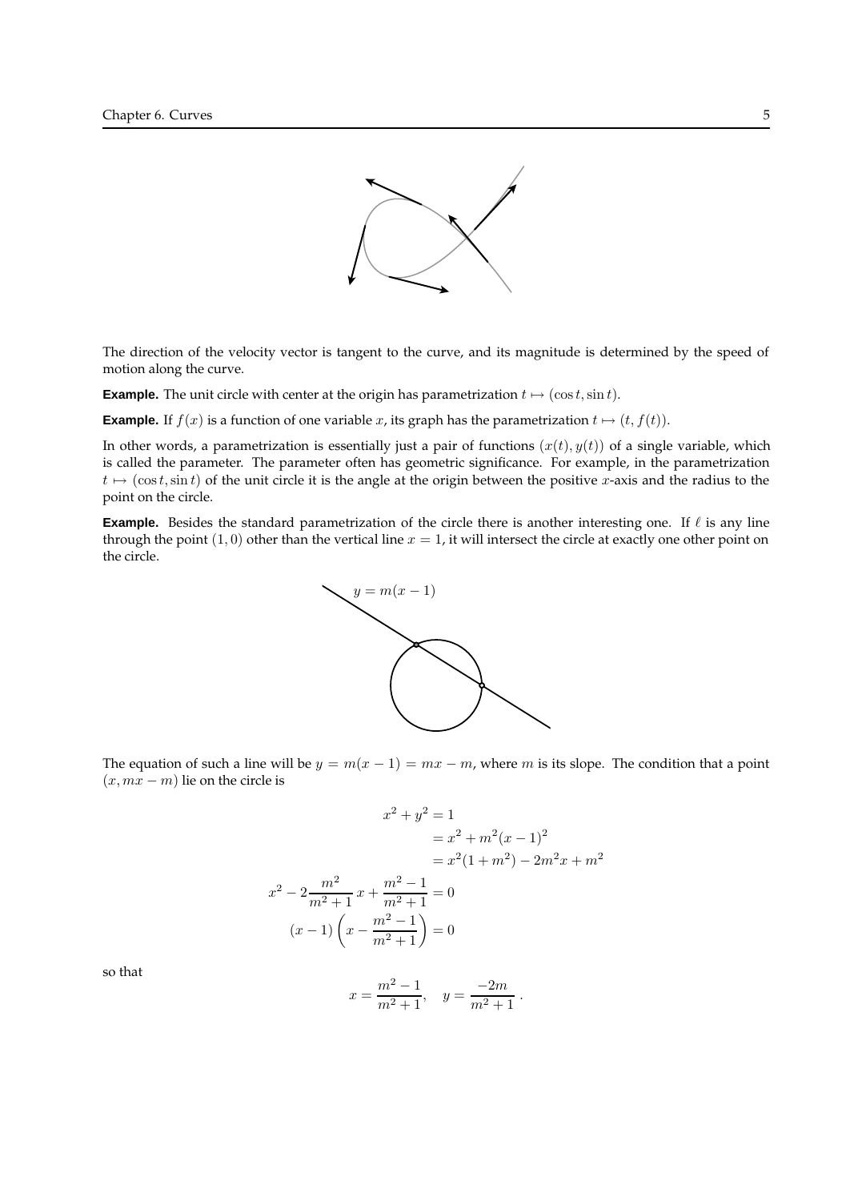The direction of the velocity vector is tangent to the curve, and its magnitude is determined by the speed of motion along the curve.

**Example.** The unit circle with center at the origin has parametrization $t \mapsto (\cos t, \sin t)$.

**Example.** If $f(x)$ is a function of one variable $x$, its graph has the parametrization $t \mapsto (t, f(t))$.

In other words, a parametrization is essentially just a pair of functions $(x(t), y(t))$ of a single variable, which is called the parameter. The parameter often has geometric significance. For example, in the parametrization $t \mapsto (\cos t, \sin t)$ of the unit circle it is the angle at the origin between the positive $x$-axis and the radius to the point on the circle.

**Example.** Besides the standard parametrization of the circle there is another interesting one. If $\ell$ is any line through the point $(1, 0)$ other than the vertical line $x = 1$, it will intersect the circle at exactly one other point on the circle.

$y = m(x - 1)$

The equation of such a line will be $y = m(x - 1) = mx - m$, where $m$ is its slope. The condition that a point $(x, mx - m)$ lie on the circle is

$$
\begin{aligned}
x^2 + y^2 &= 1 \\
&= x^2 + m^2(x-1)^2 \\
&= x^2(1 + m^2) - 2m^2 x + m^2 \\
x^2 - 2\frac{m^2}{m^2+1}\, x + \frac{m^2-1}{m^2+1} &= 0 \\
(x - 1)\left(x - \frac{m^2-1}{m^2+1}\right) &= 0
\end{aligned}
$$

so that

$$
x = \frac{m^2 - 1}{m^2 + 1}, \quad y = \frac{-2m}{m^2 + 1}\,.
$$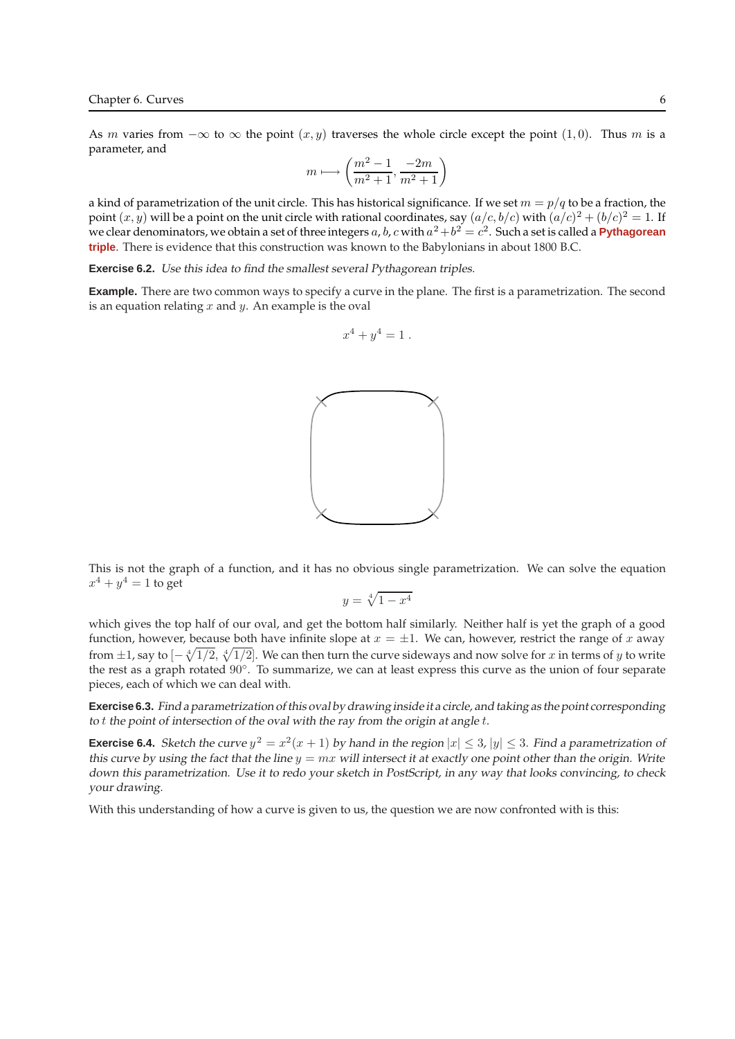As $m$ varies from $-\infty$ to $\infty$ the point $(x, y)$ traverses the whole circle except the point $(1, 0)$. Thus $m$ is a parameter, and

$$m \longmapsto \left( \frac{m^2 - 1}{m^2 + 1}, \frac{-2m}{m^2 + 1} \right)$$

a kind of parametrization of the unit circle. This has historical significance. If we set $m = p/q$ to be a fraction, the point $(x, y)$ will be a point on the unit circle with rational coordinates, say $(a/c, b/c)$ with $(a/c)^2 + (b/c)^2 = 1$. If we clear denominators, we obtain a set of three integers $a, b, c$ with $a^2 + b^2 = c^2$. Such a set is called a **Pythagorean triple**. There is evidence that this construction was known to the Babylonians in about 1800 B.C.

**Exercise 6.2.** *Use this idea to find the smallest several Pythagorean triples.*

**Example.** There are two common ways to specify a curve in the plane. The first is a parametrization. The second is an equation relating $x$ and $y$. An example is the oval

$$x^4 + y^4 = 1 .$$

This is not the graph of a function, and it has no obvious single parametrization. We can solve the equation $x^4 + y^4 = 1$ to get

$$y = \sqrt[4]{1 - x^4}$$

which gives the top half of our oval, and get the bottom half similarly. Neither half is yet the graph of a good function, however, because both have infinite slope at $x = \pm 1$. We can, however, restrict the range of $x$ away from $\pm 1$, say to $[-\sqrt[4]{1/2}, \sqrt[4]{1/2}]$. We can then turn the curve sideways and now solve for $x$ in terms of $y$ to write the rest as a graph rotated $90^\circ$. To summarize, we can at least express this curve as the union of four separate pieces, each of which we can deal with.

**Exercise 6.3.** *Find a parametrization of this oval by drawing inside it a circle, and taking as the point corresponding to $t$ the point of intersection of the oval with the ray from the origin at angle $t$.*

**Exercise 6.4.** *Sketch the curve $y^2 = x^2(x + 1)$ by hand in the region $|x| \le 3$, $|y| \le 3$. Find a parametrization of this curve by using the fact that the line $y = mx$ will intersect it at exactly one point other than the origin. Write down this parametrization. Use it to redo your sketch in PostScript, in any way that looks convincing, to check your drawing.*

With this understanding of how a curve is given to us, the question we are now confronted with is this: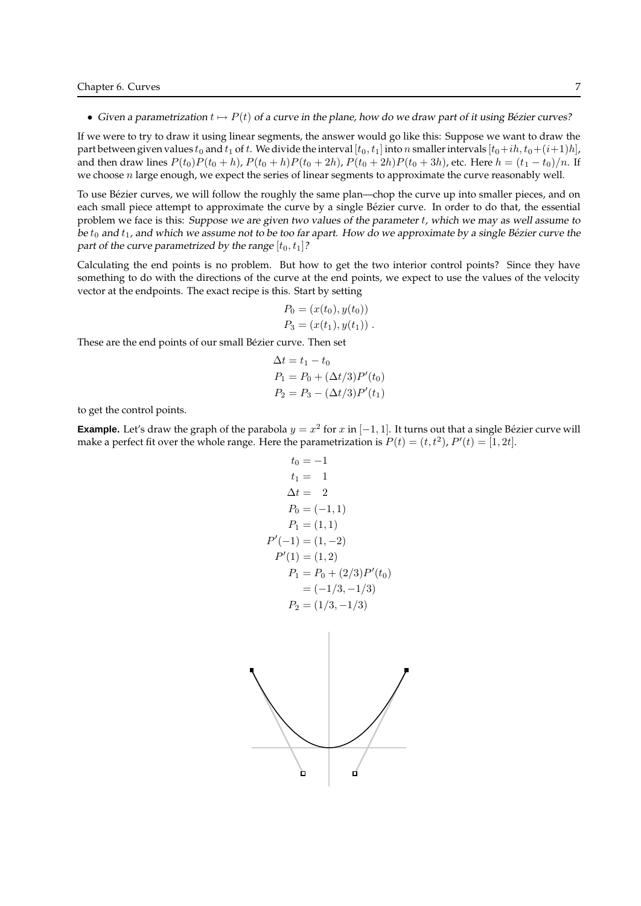- *Given a parametrization $t \mapsto P(t)$ of a curve in the plane, how do we draw part of it using Bézier curves?*

If we were to try to draw it using linear segments, the answer would go like this: Suppose we want to draw the part between given values $t_0$ and $t_1$ of $t$. We divide the interval $[t_0, t_1]$ into $n$ smaller intervals $[t_0+ih, t_0+(i+1)h]$, and then draw lines $P(t_0)P(t_0+h)$, $P(t_0+h)P(t_0+2h)$, $P(t_0+2h)P(t_0+3h)$, etc. Here $h = (t_1 - t_0)/n$. If we choose $n$ large enough, we expect the series of linear segments to approximate the curve reasonably well.

To use Bézier curves, we will follow the roughly the same plan—chop the curve up into smaller pieces, and on each small piece attempt to approximate the curve by a single Bézier curve. In order to do that, the essential problem we face is this: *Suppose we are given two values of the parameter $t$, which we may as well assume to be $t_0$ and $t_1$, and which we assume not to be too far apart. How do we approximate by a single Bézier curve the part of the curve parametrized by the range $[t_0, t_1]$?*

Calculating the end points is no problem. But how to get the two interior control points? Since they have something to do with the directions of the curve at the end points, we expect to use the values of the velocity vector at the endpoints. The exact recipe is this. Start by setting

$$
\begin{aligned}
P_0 &= (x(t_0), y(t_0)) \\
P_3 &= (x(t_1), y(t_1)) \, .
\end{aligned}
$$

These are the end points of our small Bézier curve. Then set

$$
\begin{aligned}
\Delta t &= t_1 - t_0 \\
P_1 &= P_0 + (\Delta t/3)P'(t_0) \\
P_2 &= P_3 - (\Delta t/3)P'(t_1)
\end{aligned}
$$

to get the control points.

**Example.** Let's draw the graph of the parabola $y = x^2$ for $x$ in $[-1, 1]$. It turns out that a single Bézier curve will make a perfect fit over the whole range. Here the parametrization is $P(t) = (t, t^2)$, $P'(t) = [1, 2t]$.

$$
\begin{aligned}
t_0 &= -1 \\
t_1 &= \phantom{-}1 \\
\Delta t &= \phantom{-}2 \\
P_0 &= (-1, 1) \\
P_1 &= (1, 1) \\
P'(-1) &= (1, -2) \\
P'(1) &= (1, 2) \\
P_1 &= P_0 + (2/3)P'(t_0) \\
&= (-1/3, -1/3) \\
P_2 &= (1/3, -1/3)
\end{aligned}
$$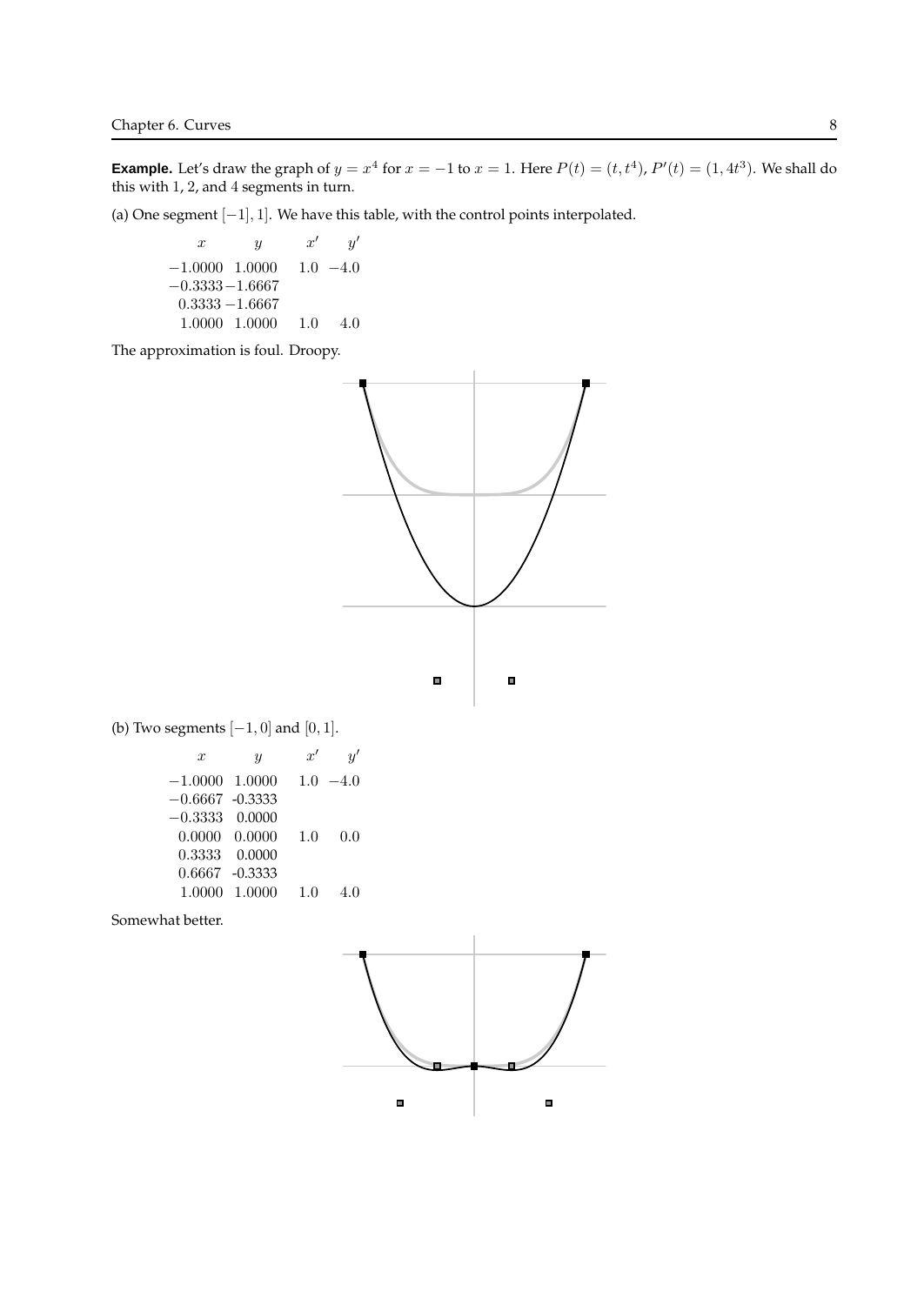**Example.** Let's draw the graph of $y = x^4$ for $x = -1$ to $x = 1$. Here $P(t) = (t, t^4)$, $P'(t) = (1, 4t^3)$. We shall do this with 1, 2, and 4 segments in turn.

(a) One segment $[-1], 1]$. We have this table, with the control points interpolated.

| $x$ | $y$ | $x'$ | $y'$ |
|---|---|---|---|
| $-1.0000$ | $1.0000$ | $1.0$ | $-4.0$ |
| $-0.3333$ | $-1.6667$ | | |
| $0.3333$ | $-1.6667$ | | |
| $1.0000$ | $1.0000$ | $1.0$ | $4.0$ |

The approximation is foul. Droopy.

(b) Two segments $[-1, 0]$ and $[0, 1]$.

| $x$ | $y$ | $x'$ | $y'$ |
|---|---|---|---|
| $-1.0000$ | $1.0000$ | $1.0$ | $-4.0$ |
| $-0.6667$ | -0.3333 | | |
| $-0.3333$ | $0.0000$ | | |
| $0.0000$ | $0.0000$ | $1.0$ | $0.0$ |
| $0.3333$ | $0.0000$ | | |
| $0.6667$ | -0.3333 | | |
| $1.0000$ | $1.0000$ | $1.0$ | $4.0$ |

Somewhat better.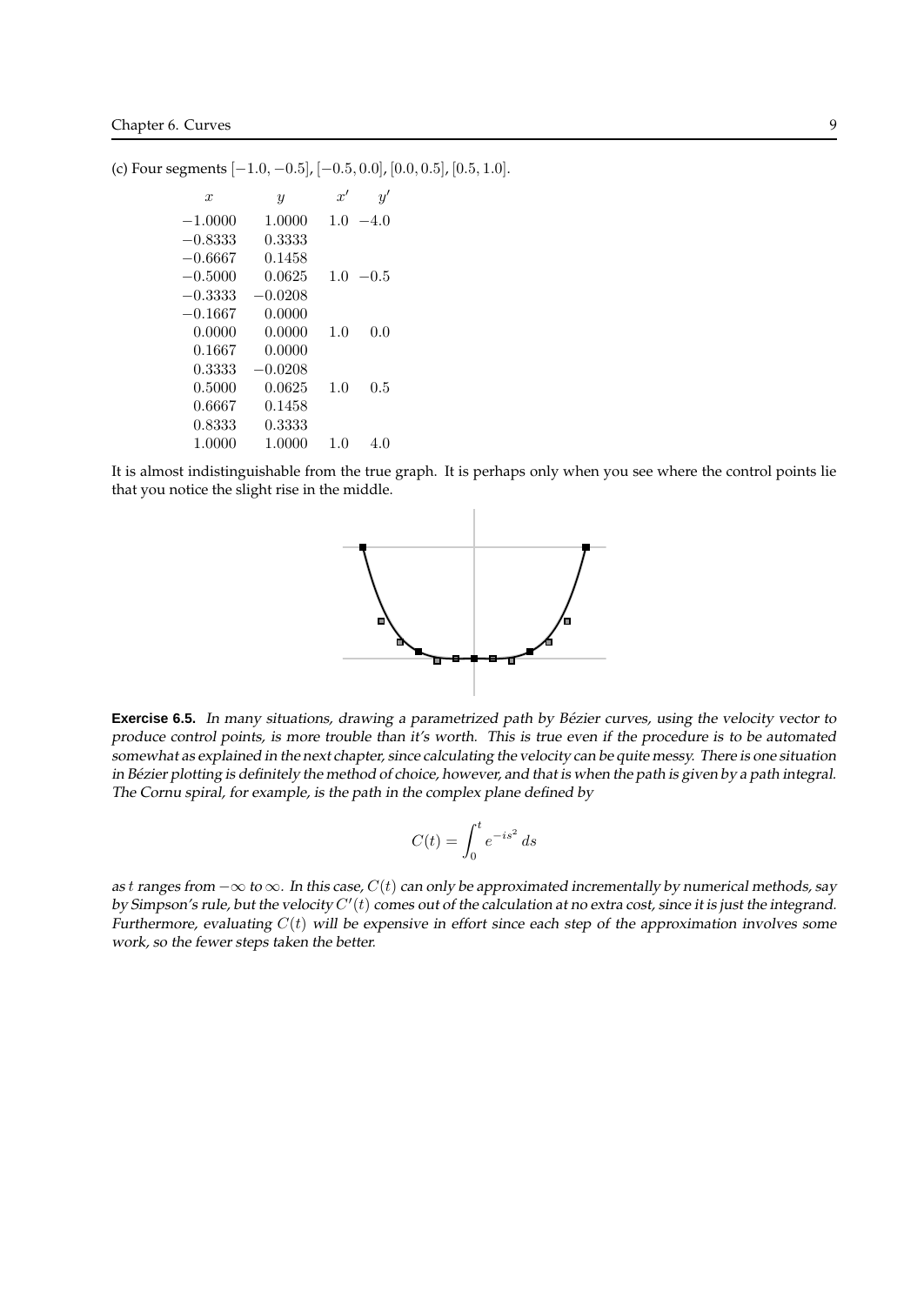(c) Four segments $[-1.0, -0.5]$, $[-0.5, 0.0]$, $[0.0, 0.5]$, $[0.5, 1.0]$.

| $x$ | $y$ | $x'$ | $y'$ |
|---|---|---|---|
| $-1.0000$ | $1.0000$ | $1.0$ | $-4.0$ |
| $-0.8333$ | $0.3333$ | | |
| $-0.6667$ | $0.1458$ | | |
| $-0.5000$ | $0.0625$ | $1.0$ | $-0.5$ |
| $-0.3333$ | $-0.0208$ | | |
| $-0.1667$ | $0.0000$ | | |
| $0.0000$ | $0.0000$ | $1.0$ | $0.0$ |
| $0.1667$ | $0.0000$ | | |
| $0.3333$ | $-0.0208$ | | |
| $0.5000$ | $0.0625$ | $1.0$ | $0.5$ |
| $0.6667$ | $0.1458$ | | |
| $0.8333$ | $0.3333$ | | |
| $1.0000$ | $1.0000$ | $1.0$ | $4.0$ |

It is almost indistinguishable from the true graph. It is perhaps only when you see where the control points lie that you notice the slight rise in the middle.

**Exercise 6.5.** *In many situations, drawing a parametrized path by Bézier curves, using the velocity vector to produce control points, is more trouble than it's worth. This is true even if the procedure is to be automated somewhat as explained in the next chapter, since calculating the velocity can be quite messy. There is one situation in Bézier plotting is definitely the method of choice, however, and that is when the path is given by a path integral. The Cornu spiral, for example, is the path in the complex plane defined by*

$$C(t) = \int_0^t e^{-is^2}\, ds$$

*as $t$ ranges from $-\infty$ to $\infty$. In this case, $C(t)$ can only be approximated incrementally by numerical methods, say by Simpson's rule, but the velocity $C'(t)$ comes out of the calculation at no extra cost, since it is just the integrand. Furthermore, evaluating $C(t)$ will be expensive in effort since each step of the approximation involves some work, so the fewer steps taken the better.*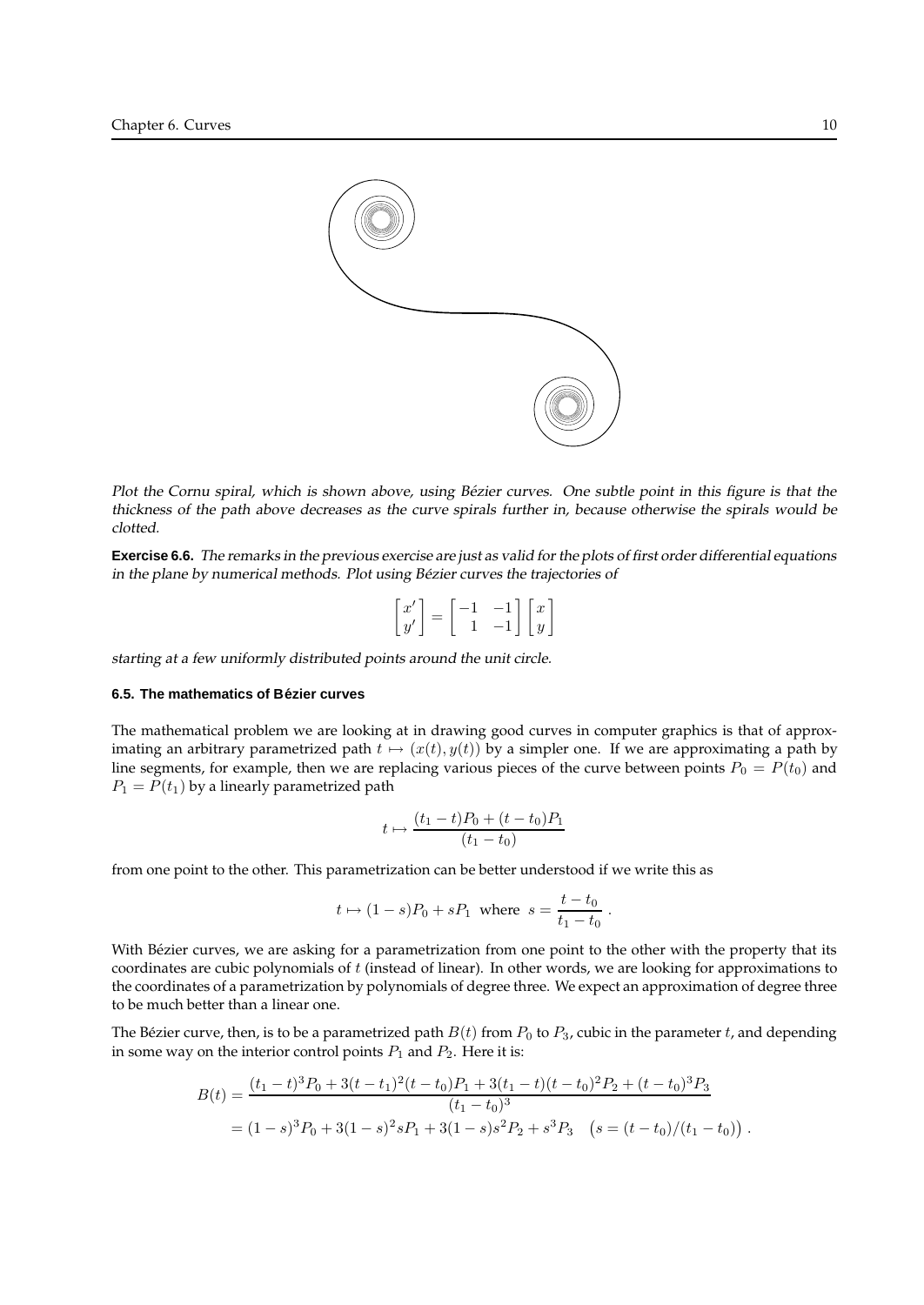*Plot the Cornu spiral, which is shown above, using Bézier curves. One subtle point in this figure is that the thickness of the path above decreases as the curve spirals further in, because otherwise the spirals would be clotted.*

**Exercise 6.6.** *The remarks in the previous exercise are just as valid for the plots of first order differential equations in the plane by numerical methods. Plot using Bézier curves the trajectories of*

$$\begin{bmatrix} x' \\ y' \end{bmatrix} = \begin{bmatrix} -1 & -1 \\ 1 & -1 \end{bmatrix} \begin{bmatrix} x \\ y \end{bmatrix}$$

*starting at a few uniformly distributed points around the unit circle.*

### 6.5. The mathematics of Bézier curves

The mathematical problem we are looking at in drawing good curves in computer graphics is that of approximating an arbitrary parametrized path $t \mapsto (x(t), y(t))$ by a simpler one. If we are approximating a path by line segments, for example, then we are replacing various pieces of the curve between points $P_0 = P(t_0)$ and $P_1 = P(t_1)$ by a linearly parametrized path

$$t \mapsto \frac{(t_1 - t)P_0 + (t - t_0)P_1}{(t_1 - t_0)}$$

from one point to the other. This parametrization can be better understood if we write this as

$$t \mapsto (1-s)P_0 + sP_1 \text{ where } s = \frac{t - t_0}{t_1 - t_0} .$$

With Bézier curves, we are asking for a parametrization from one point to the other with the property that its coordinates are cubic polynomials of $t$ (instead of linear). In other words, we are looking for approximations to the coordinates of a parametrization by polynomials of degree three. We expect an approximation of degree three to be much better than a linear one.

The Bézier curve, then, is to be a parametrized path $B(t)$ from $P_0$ to $P_3$, cubic in the parameter $t$, and depending in some way on the interior control points $P_1$ and $P_2$. Here it is:

$$\begin{aligned} B(t) &= \frac{(t_1 - t)^3 P_0 + 3(t - t_1)^2 (t - t_0) P_1 + 3(t_1 - t)(t - t_0)^2 P_2 + (t - t_0)^3 P_3}{(t_1 - t_0)^3} \\ &= (1-s)^3 P_0 + 3(1-s)^2 s P_1 + 3(1-s)s^2 P_2 + s^3 P_3 \quad \big(s = (t - t_0)/(t_1 - t_0)\big) . \end{aligned}$$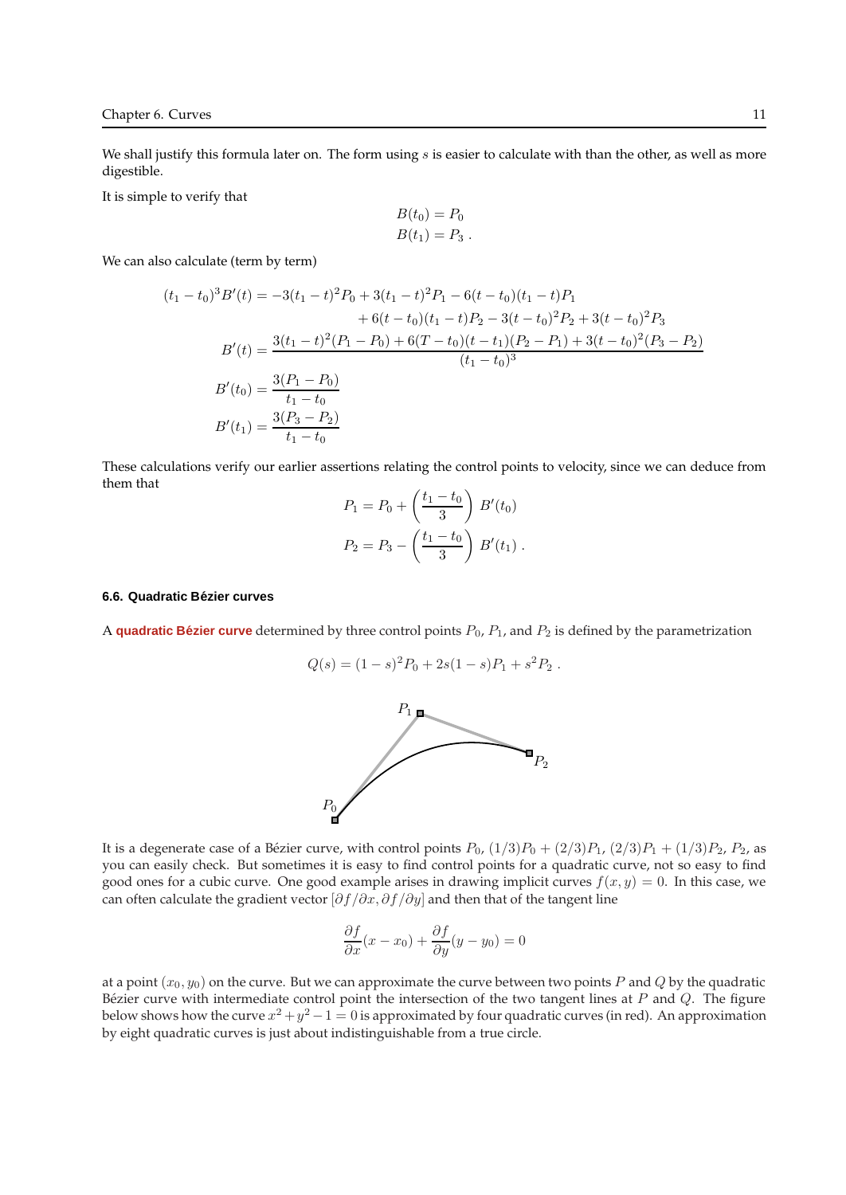We shall justify this formula later on. The form using $s$ is easier to calculate with than the other, as well as more digestible.

It is simple to verify that

$$
\begin{aligned}
B(t_0) &= P_0 \\
B(t_1) &= P_3 \, .
\end{aligned}
$$

We can also calculate (term by term)

$$
\begin{aligned}
(t_1 - t_0)^3 B'(t) &= -3(t_1 - t)^2 P_0 + 3(t_1 - t)^2 P_1 - 6(t - t_0)(t_1 - t) P_1 \\
&\qquad + 6(t - t_0)(t_1 - t) P_2 - 3(t - t_0)^2 P_2 + 3(t - t_0)^2 P_3 \\
B'(t) &= \frac{3(t_1 - t)^2 (P_1 - P_0) + 6(T - t_0)(t - t_1)(P_2 - P_1) + 3(t - t_0)^2 (P_3 - P_2)}{(t_1 - t_0)^3} \\
B'(t_0) &= \frac{3(P_1 - P_0)}{t_1 - t_0} \\
B'(t_1) &= \frac{3(P_3 - P_2)}{t_1 - t_0}
\end{aligned}
$$

These calculations verify our earlier assertions relating the control points to velocity, since we can deduce from them that

$$
\begin{aligned}
P_1 &= P_0 + \left( \frac{t_1 - t_0}{3} \right) B'(t_0) \\
P_2 &= P_3 - \left( \frac{t_1 - t_0}{3} \right) B'(t_1) \, .
\end{aligned}
$$

#### 6.6. Quadratic Bézier curves

A **quadratic Bézier curve** determined by three control points $P_0$, $P_1$, and $P_2$ is defined by the parametrization

$$
Q(s) = (1 - s)^2 P_0 + 2s(1 - s) P_1 + s^2 P_2 \, .
$$

It is a degenerate case of a Bézier curve, with control points $P_0$, $(1/3)P_0 + (2/3)P_1$, $(2/3)P_1 + (1/3)P_2$, $P_2$, as you can easily check. But sometimes it is easy to find control points for a quadratic curve, not so easy to find good ones for a cubic curve. One good example arises in drawing implicit curves $f(x, y) = 0$. In this case, we can often calculate the gradient vector $[\partial f/\partial x, \partial f/\partial y]$ and then that of the tangent line

$$
\frac{\partial f}{\partial x}(x - x_0) + \frac{\partial f}{\partial y}(y - y_0) = 0
$$

at a point $(x_0, y_0)$ on the curve. But we can approximate the curve between two points $P$ and $Q$ by the quadratic Bézier curve with intermediate control point the intersection of the two tangent lines at $P$ and $Q$. The figure below shows how the curve $x^2 + y^2 - 1 = 0$ is approximated by four quadratic curves (in red). An approximation by eight quadratic curves is just about indistinguishable from a true circle.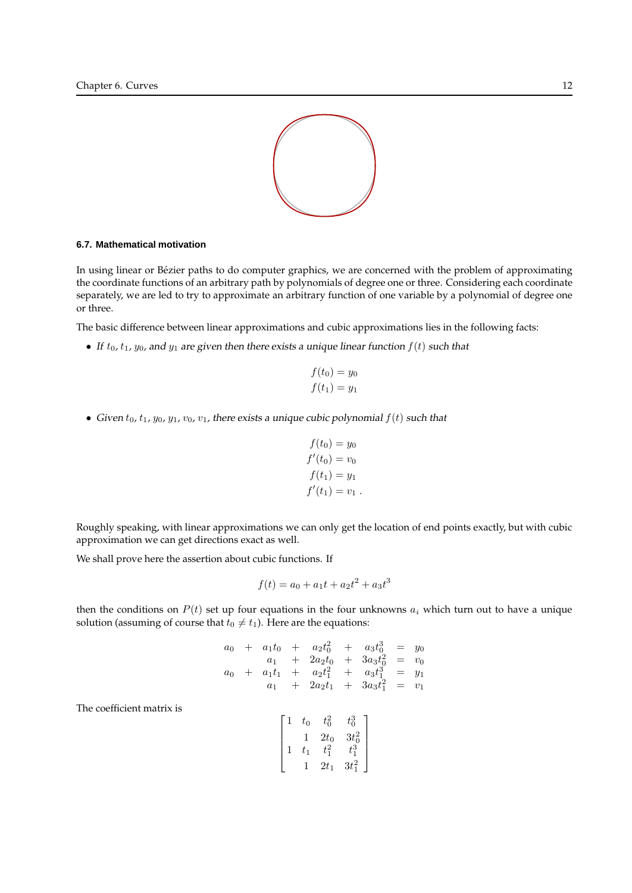### 6.7. Mathematical motivation

In using linear or Bézier paths to do computer graphics, we are concerned with the problem of approximating the coordinate functions of an arbitrary path by polynomials of degree one or three. Considering each coordinate separately, we are led to try to approximate an arbitrary function of one variable by a polynomial of degree one or three.

The basic difference between linear approximations and cubic approximations lies in the following facts:

- *If $t_0$, $t_1$, $y_0$, and $y_1$ are given then there exists a unique linear function $f(t)$ such that*

$$
\begin{aligned}
f(t_0) &= y_0 \\
f(t_1) &= y_1
\end{aligned}
$$

- *Given $t_0$, $t_1$, $y_0$, $y_1$, $v_0$, $v_1$, there exists a unique cubic polynomial $f(t)$ such that*

$$
\begin{aligned}
f(t_0) &= y_0 \\
f'(t_0) &= v_0 \\
f(t_1) &= y_1 \\
f'(t_1) &= v_1 \,.
\end{aligned}
$$

Roughly speaking, with linear approximations we can only get the location of end points exactly, but with cubic approximation we can get directions exact as well.

We shall prove here the assertion about cubic functions. If

$$
f(t) = a_0 + a_1 t + a_2 t^2 + a_3 t^3
$$

then the conditions on $P(t)$ set up four equations in the four unknowns $a_i$ which turn out to have a unique solution (assuming of course that $t_0 \neq t_1$). Here are the equations:

$$
\begin{array}{ccccccccc}
a_0 & + & a_1 t_0 & + & a_2 t_0^2 & + & a_3 t_0^3 & = & y_0 \\
 & & a_1 & + & 2a_2 t_0 & + & 3a_3 t_0^2 & = & v_0 \\
a_0 & + & a_1 t_1 & + & a_2 t_1^2 & + & a_3 t_1^3 & = & y_1 \\
 & & a_1 & + & 2a_2 t_1 & + & 3a_3 t_1^2 & = & v_1
\end{array}
$$

The coefficient matrix is

$$
\begin{bmatrix}
1 & t_0 & t_0^2 & t_0^3 \\
 & 1 & 2t_0 & 3t_0^2 \\
1 & t_1 & t_1^2 & t_1^3 \\
 & 1 & 2t_1 & 3t_1^2
\end{bmatrix}
$$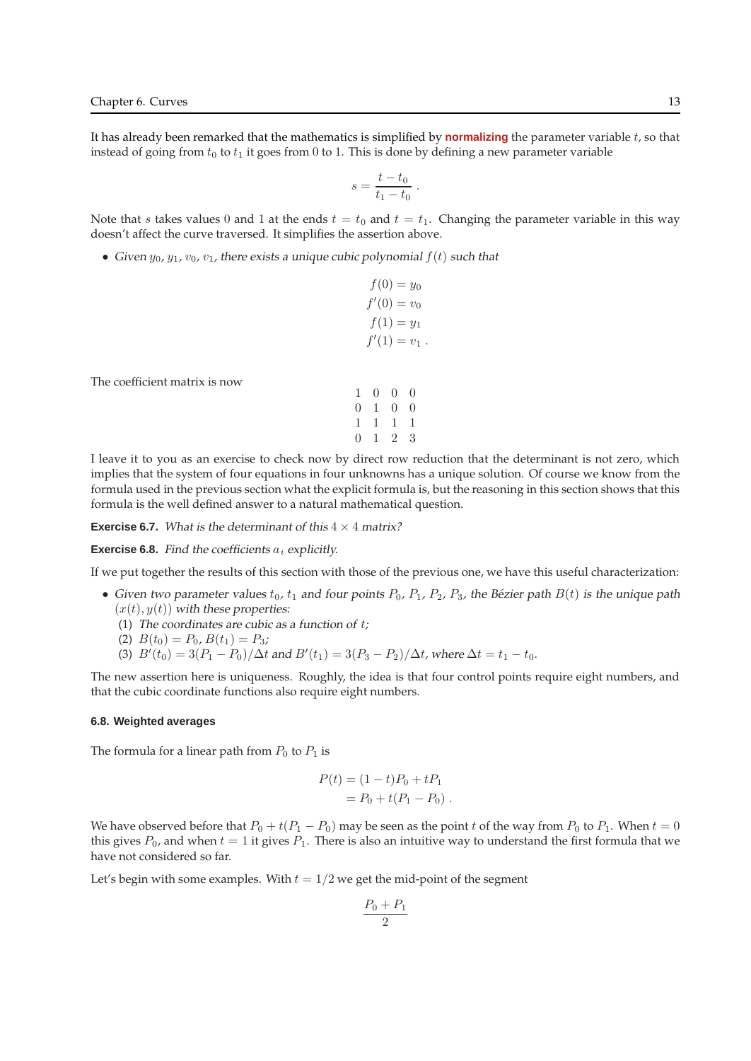It has already been remarked that the mathematics is simplified by **normalizing** the parameter variable $t$, so that instead of going from $t_0$ to $t_1$ it goes from 0 to 1. This is done by defining a new parameter variable

$$s = \frac{t - t_0}{t_1 - t_0} \, .$$

Note that $s$ takes values 0 and 1 at the ends $t = t_0$ and $t = t_1$. Changing the parameter variable in this way doesn't affect the curve traversed. It simplifies the assertion above.

- *Given $y_0$, $y_1$, $v_0$, $v_1$, there exists a unique cubic polynomial $f(t)$ such that*

$$\begin{aligned} f(0) &= y_0 \\ f'(0) &= v_0 \\ f(1) &= y_1 \\ f'(1) &= v_1 \, . \end{aligned}$$

The coefficient matrix is now

$$\begin{matrix} 1 & 0 & 0 & 0 \\ 0 & 1 & 0 & 0 \\ 1 & 1 & 1 & 1 \\ 0 & 1 & 2 & 3 \end{matrix}$$

I leave it to you as an exercise to check now by direct row reduction that the determinant is not zero, which implies that the system of four equations in four unknowns has a unique solution. Of course we know from the formula used in the previous section what the explicit formula is, but the reasoning in this section shows that this formula is the well defined answer to a natural mathematical question.

**Exercise 6.7.** *What is the determinant of this $4 \times 4$ matrix?*

**Exercise 6.8.** *Find the coefficients $a_i$ explicitly.*

If we put together the results of this section with those of the previous one, we have this useful characterization:

- *Given two parameter values $t_0$, $t_1$ and four points $P_0$, $P_1$, $P_2$, $P_3$, the Bézier path $B(t)$ is the unique path $(x(t), y(t))$ with these properties:*
  (1) *The coordinates are cubic as a function of $t$;*
  (2) $B(t_0) = P_0$, $B(t_1) = P_3$;
  (3) $B'(t_0) = 3(P_1 - P_0)/\Delta t$ *and* $B'(t_1) = 3(P_3 - P_2)/\Delta t$*, where* $\Delta t = t_1 - t_0$.

The new assertion here is uniqueness. Roughly, the idea is that four control points require eight numbers, and that the cubic coordinate functions also require eight numbers.

### 6.8. Weighted averages

The formula for a linear path from $P_0$ to $P_1$ is

$$\begin{aligned} P(t) &= (1 - t)P_0 + tP_1 \\ &= P_0 + t(P_1 - P_0) \, . \end{aligned}$$

We have observed before that $P_0 + t(P_1 - P_0)$ may be seen as the point $t$ of the way from $P_0$ to $P_1$. When $t = 0$ this gives $P_0$, and when $t = 1$ it gives $P_1$. There is also an intuitive way to understand the first formula that we have not considered so far.

Let's begin with some examples. With $t = 1/2$ we get the mid-point of the segment

$$\frac{P_0 + P_1}{2}$$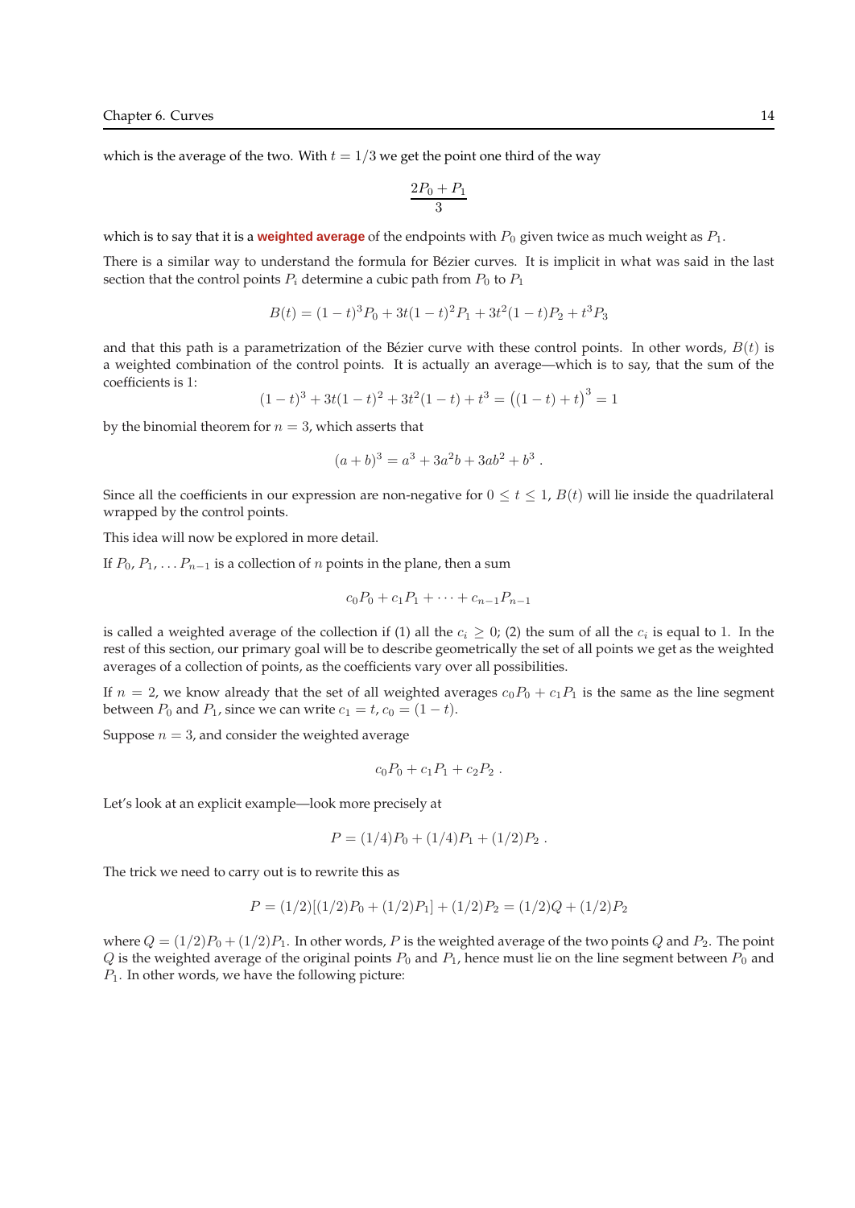which is the average of the two. With $t = 1/3$ we get the point one third of the way

$$\frac{2P_0 + P_1}{3}$$

which is to say that it is a **weighted average** of the endpoints with $P_0$ given twice as much weight as $P_1$.

There is a similar way to understand the formula for Bézier curves. It is implicit in what was said in the last section that the control points $P_i$ determine a cubic path from $P_0$ to $P_1$

$$B(t) = (1-t)^3 P_0 + 3t(1-t)^2 P_1 + 3t^2(1-t) P_2 + t^3 P_3$$

and that this path is a parametrization of the Bézier curve with these control points. In other words, $B(t)$ is a weighted combination of the control points. It is actually an average—which is to say, that the sum of the coefficients is 1:

$$(1-t)^3 + 3t(1-t)^2 + 3t^2(1-t) + t^3 = \big((1-t) + t\big)^3 = 1$$

by the binomial theorem for $n = 3$, which asserts that

$$(a+b)^3 = a^3 + 3a^2b + 3ab^2 + b^3 \ .$$

Since all the coefficients in our expression are non-negative for $0 \le t \le 1$, $B(t)$ will lie inside the quadrilateral wrapped by the control points.

This idea will now be explored in more detail.

If $P_0$, $P_1$, $\ldots P_{n-1}$ is a collection of $n$ points in the plane, then a sum

$$c_0 P_0 + c_1 P_1 + \cdots + c_{n-1} P_{n-1}$$

is called a weighted average of the collection if (1) all the $c_i \ge 0$; (2) the sum of all the $c_i$ is equal to 1. In the rest of this section, our primary goal will be to describe geometrically the set of all points we get as the weighted averages of a collection of points, as the coefficients vary over all possibilities.

If $n = 2$, we know already that the set of all weighted averages $c_0 P_0 + c_1 P_1$ is the same as the line segment between $P_0$ and $P_1$, since we can write $c_1 = t$, $c_0 = (1-t)$.

Suppose $n = 3$, and consider the weighted average

$$c_0 P_0 + c_1 P_1 + c_2 P_2 \ .$$

Let's look at an explicit example—look more precisely at

$$P = (1/4)P_0 + (1/4)P_1 + (1/2)P_2 \ .$$

The trick we need to carry out is to rewrite this as

$$P = (1/2)[(1/2)P_0 + (1/2)P_1] + (1/2)P_2 = (1/2)Q + (1/2)P_2$$

where $Q = (1/2)P_0 + (1/2)P_1$. In other words, $P$ is the weighted average of the two points $Q$ and $P_2$. The point $Q$ is the weighted average of the original points $P_0$ and $P_1$, hence must lie on the line segment between $P_0$ and $P_1$. In other words, we have the following picture: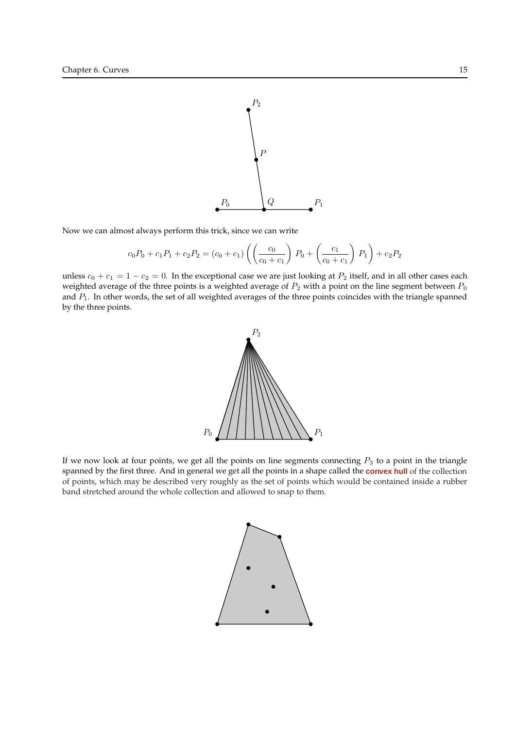Now we can almost always perform this trick, since we can write

$$c_0 P_0 + c_1 P_1 + c_2 P_2 = (c_0 + c_1) \left( \left( \frac{c_0}{c_0 + c_1} \right) P_0 + \left( \frac{c_1}{c_0 + c_1} \right) P_1 \right) + c_2 P_2$$

unless $c_0 + c_1 = 1 - c_2 = 0$. In the exceptional case we are just looking at $P_2$ itself, and in all other cases each weighted average of the three points is a weighted average of $P_2$ with a point on the line segment between $P_0$ and $P_1$. In other words, the set of all weighted averages of the three points coincides with the triangle spanned by the three points.

If we now look at four points, we get all the points on line segments connecting $P_3$ to a point in the triangle spanned by the first three. And in general we get all the points in a shape called the **convex hull** of the collection of points, which may be described very roughly as the set of points which would be contained inside a rubber band stretched around the whole collection and allowed to snap to them.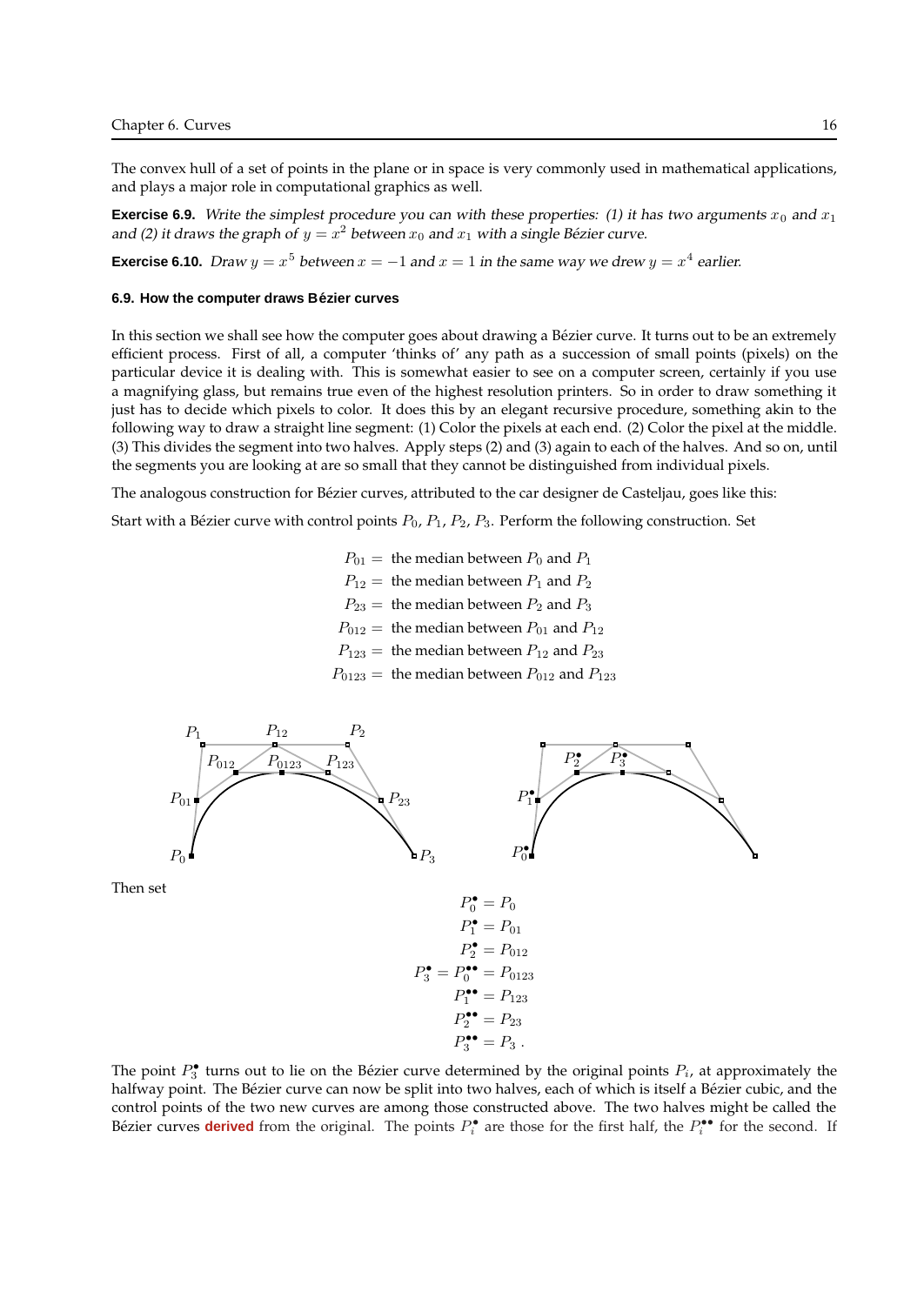The convex hull of a set of points in the plane or in space is very commonly used in mathematical applications, and plays a major role in computational graphics as well.

**Exercise 6.9.** *Write the simplest procedure you can with these properties: (1) it has two arguments $x_0$ and $x_1$ and (2) it draws the graph of $y = x^2$ between $x_0$ and $x_1$ with a single Bézier curve.*

**Exercise 6.10.** *Draw $y = x^5$ between $x = -1$ and $x = 1$ in the same way we drew $y = x^4$ earlier.*

### 6.9. How the computer draws Bézier curves

In this section we shall see how the computer goes about drawing a Bézier curve. It turns out to be an extremely efficient process. First of all, a computer 'thinks of' any path as a succession of small points (pixels) on the particular device it is dealing with. This is somewhat easier to see on a computer screen, certainly if you use a magnifying glass, but remains true even of the highest resolution printers. So in order to draw something it just has to decide which pixels to color. It does this by an elegant recursive procedure, something akin to the following way to draw a straight line segment: (1) Color the pixels at each end. (2) Color the pixel at the middle. (3) This divides the segment into two halves. Apply steps (2) and (3) again to each of the halves. And so on, until the segments you are looking at are so small that they cannot be distinguished from individual pixels.

The analogous construction for Bézier curves, attributed to the car designer de Casteljau, goes like this:

Start with a Bézier curve with control points $P_0$, $P_1$, $P_2$, $P_3$. Perform the following construction. Set

$$
\begin{aligned}
P_{01} &= \text{the median between } P_0 \text{ and } P_1 \\
P_{12} &= \text{the median between } P_1 \text{ and } P_2 \\
P_{23} &= \text{the median between } P_2 \text{ and } P_3 \\
P_{012} &= \text{the median between } P_{01} \text{ and } P_{12} \\
P_{123} &= \text{the median between } P_{12} \text{ and } P_{23} \\
P_{0123} &= \text{the median between } P_{012} \text{ and } P_{123}
\end{aligned}
$$

Then set

$$
\begin{aligned}
P_0^{\bullet} &= P_0 \\
P_1^{\bullet} &= P_{01} \\
P_2^{\bullet} &= P_{012} \\
P_3^{\bullet} = P_0^{\bullet\bullet} &= P_{0123} \\
P_1^{\bullet\bullet} &= P_{123} \\
P_2^{\bullet\bullet} &= P_{23} \\
P_3^{\bullet\bullet} &= P_3 \,.
\end{aligned}
$$

The point $P_3^{\bullet}$ turns out to lie on the Bézier curve determined by the original points $P_i$, at approximately the halfway point. The Bézier curve can now be split into two halves, each of which is itself a Bézier cubic, and the control points of the two new curves are among those constructed above. The two halves might be called the Bézier curves **derived** from the original. The points $P_i^{\bullet}$ are those for the first half, the $P_i^{\bullet\bullet}$ for the second. If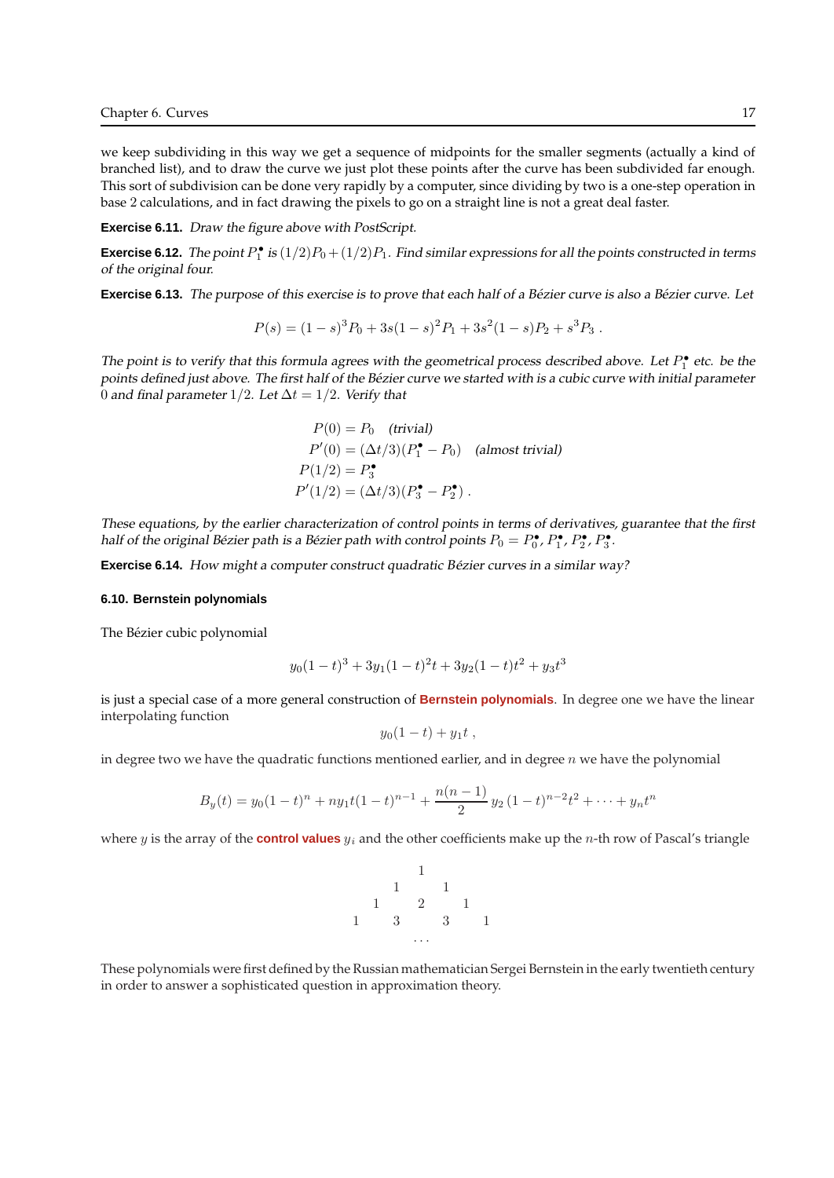we keep subdividing in this way we get a sequence of midpoints for the smaller segments (actually a kind of branched list), and to draw the curve we just plot these points after the curve has been subdivided far enough. This sort of subdivision can be done very rapidly by a computer, since dividing by two is a one-step operation in base 2 calculations, and in fact drawing the pixels to go on a straight line is not a great deal faster.

**Exercise 6.11.** *Draw the figure above with PostScript.*

**Exercise 6.12.** *The point $P_1^\bullet$ is $(1/2)P_0 + (1/2)P_1$. Find similar expressions for all the points constructed in terms of the original four.*

**Exercise 6.13.** *The purpose of this exercise is to prove that each half of a Bézier curve is also a Bézier curve. Let*

$$P(s) = (1-s)^3 P_0 + 3s(1-s)^2 P_1 + 3s^2(1-s)P_2 + s^3 P_3 \ .$$

*The point is to verify that this formula agrees with the geometrical process described above. Let $P_1^\bullet$ etc. be the points defined just above. The first half of the Bézier curve we started with is a cubic curve with initial parameter $0$ and final parameter $1/2$. Let $\Delta t = 1/2$. Verify that*

$$\begin{aligned}
P(0) &= P_0 \quad \textit{(trivial)} \\
P'(0) &= (\Delta t/3)(P_1^\bullet - P_0) \quad \textit{(almost trivial)} \\
P(1/2) &= P_3^\bullet \\
P'(1/2) &= (\Delta t/3)(P_3^\bullet - P_2^\bullet) \ .
\end{aligned}$$

*These equations, by the earlier characterization of control points in terms of derivatives, guarantee that the first half of the original Bézier path is a Bézier path with control points $P_0 = P_0^\bullet$, $P_1^\bullet$, $P_2^\bullet$, $P_3^\bullet$.*

**Exercise 6.14.** *How might a computer construct quadratic Bézier curves in a similar way?*

### 6.10. Bernstein polynomials

The Bézier cubic polynomial

$$y_0(1-t)^3 + 3y_1(1-t)^2 t + 3y_2(1-t)t^2 + y_3 t^3$$

is just a special case of a more general construction of **Bernstein polynomials**. In degree one we have the linear interpolating function

$$y_0(1-t) + y_1 t \ ,$$

in degree two we have the quadratic functions mentioned earlier, and in degree $n$ we have the polynomial

$$B_y(t) = y_0(1-t)^n + n y_1 t(1-t)^{n-1} + \frac{n(n-1)}{2}\, y_2\,(1-t)^{n-2} t^2 + \cdots + y_n t^n$$

where $y$ is the array of the **control values** $y_i$ and the other coefficients make up the $n$-th row of Pascal's triangle

$$\begin{array}{ccccccc}
 & & & 1 & & & \\
 & & 1 & & 1 & & \\
 & 1 & & 2 & & 1 & \\
1 & & 3 & & 3 & & 1 \\
 & & & \ldots & & &
\end{array}$$

These polynomials were first defined by the Russian mathematician Sergei Bernstein in the early twentieth century in order to answer a sophisticated question in approximation theory.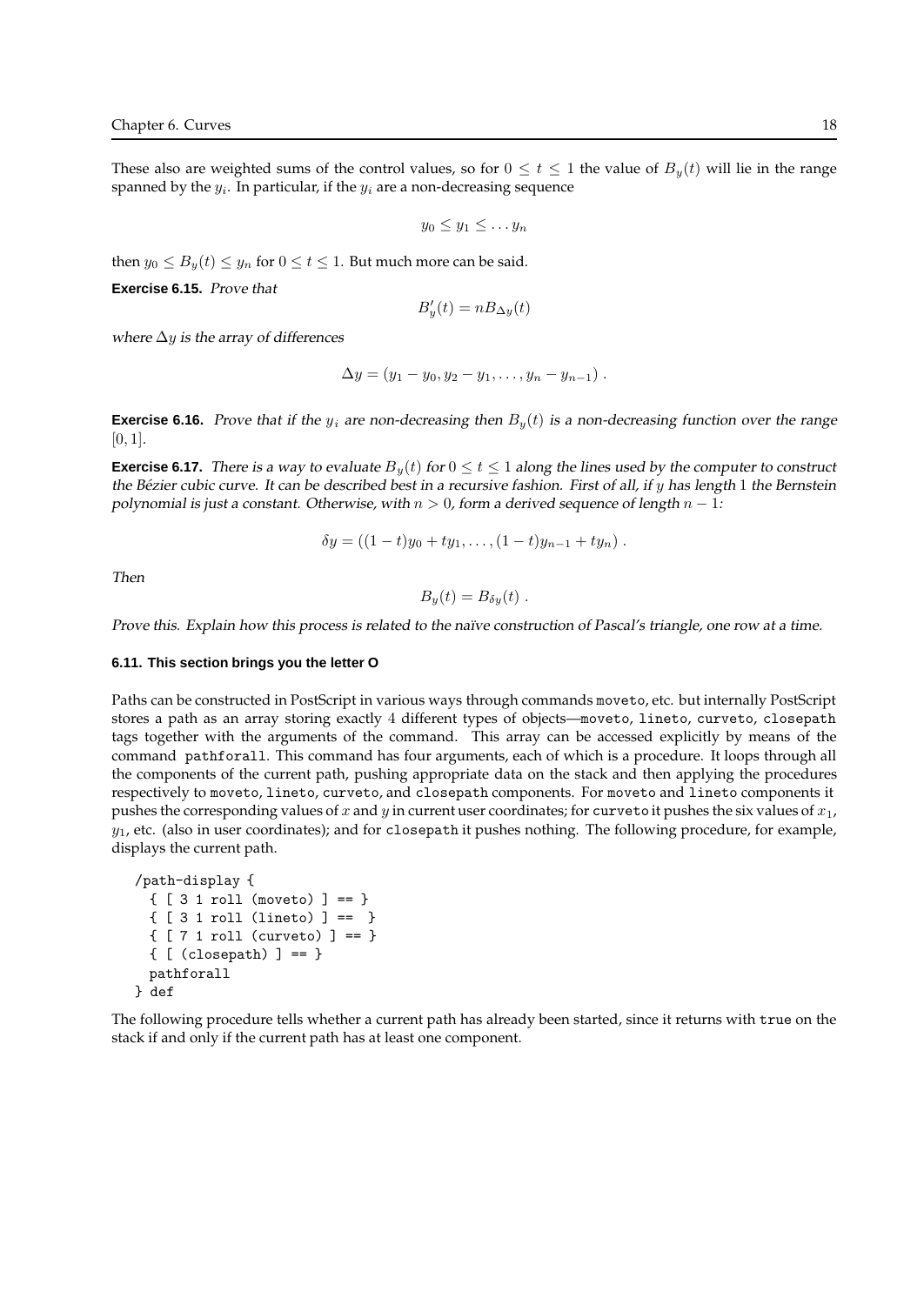These also are weighted sums of the control values, so for $0 \le t \le 1$ the value of $B_y(t)$ will lie in the range spanned by the $y_i$. In particular, if the $y_i$ are a non-decreasing sequence

$$y_0 \le y_1 \le \dots y_n$$

then $y_0 \le B_y(t) \le y_n$ for $0 \le t \le 1$. But much more can be said.

**Exercise 6.15.** *Prove that*

$$B'_y(t) = nB_{\Delta y}(t)$$

*where $\Delta y$ is the array of differences*

$$\Delta y = (y_1 - y_0, y_2 - y_1, \dots, y_n - y_{n-1}) \ .$$

**Exercise 6.16.** *Prove that if the $y_i$ are non-decreasing then $B_y(t)$ is a non-decreasing function over the range $[0, 1]$.*

**Exercise 6.17.** *There is a way to evaluate $B_y(t)$ for $0 \le t \le 1$ along the lines used by the computer to construct the Bézier cubic curve. It can be described best in a recursive fashion. First of all, if $y$ has length 1 the Bernstein polynomial is just a constant. Otherwise, with $n > 0$, form a derived sequence of length $n - 1$:*

$$\delta y = ((1-t)y_0 + ty_1, \dots, (1-t)y_{n-1} + ty_n) \ .$$

*Then*

$$B_y(t) = B_{\delta y}(t) \ .$$

*Prove this. Explain how this process is related to the naïve construction of Pascal's triangle, one row at a time.*

### 6.11. This section brings you the letter O

Paths can be constructed in PostScript in various ways through commands `moveto`, etc. but internally PostScript stores a path as an array storing exactly 4 different types of objects—`moveto`, `lineto`, `curveto`, `closepath` tags together with the arguments of the command. This array can be accessed explicitly by means of the command `pathforall`. This command has four arguments, each of which is a procedure. It loops through all the components of the current path, pushing appropriate data on the stack and then applying the procedures respectively to `moveto`, `lineto`, `curveto`, and `closepath` components. For `moveto` and `lineto` components it pushes the corresponding values of $x$ and $y$ in current user coordinates; for `curveto` it pushes the six values of $x_1$, $y_1$, etc. (also in user coordinates); and for `closepath` it pushes nothing. The following procedure, for example, displays the current path.

```
/path-display {
  { [ 3 1 roll (moveto) ] == }
  { [ 3 1 roll (lineto) ] ==  }
  { [ 7 1 roll (curveto) ] == }
  { [ (closepath) ] == }
  pathforall
} def
```

The following procedure tells whether a current path has already been started, since it returns with `true` on the stack if and only if the current path has at least one component.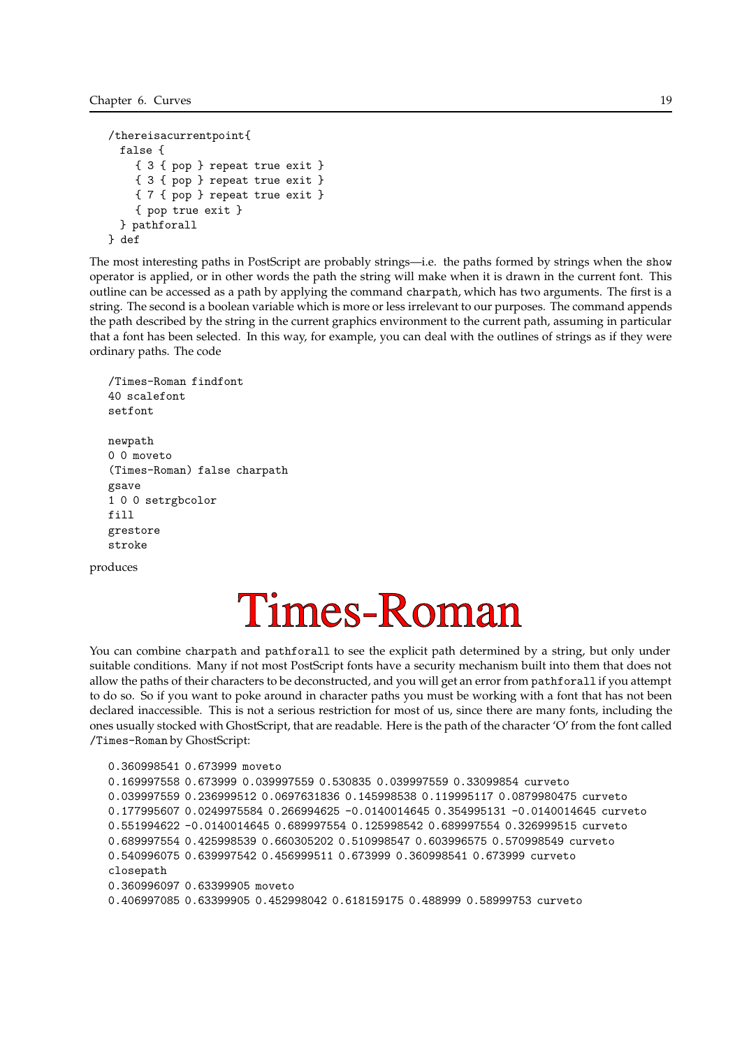```
/thereisacurrentpoint{
  false {
    { 3 { pop } repeat true exit }
    { 3 { pop } repeat true exit }
    { 7 { pop } repeat true exit }
    { pop true exit }
  } pathforall
} def
```

The most interesting paths in PostScript are probably strings—i.e. the paths formed by strings when the `show` operator is applied, or in other words the path the string will make when it is drawn in the current font. This outline can be accessed as a path by applying the command `charpath`, which has two arguments. The first is a string. The second is a boolean variable which is more or less irrelevant to our purposes. The command appends the path described by the string in the current graphics environment to the current path, assuming in particular that a font has been selected. In this way, for example, you can deal with the outlines of strings as if they were ordinary paths. The code

```
/Times-Roman findfont
40 scalefont
setfont

newpath
0 0 moveto
(Times-Roman) false charpath
gsave
1 0 0 setrgbcolor
fill
grestore
stroke
```

produces

Times-Roman

You can combine `charpath` and `pathforall` to see the explicit path determined by a string, but only under suitable conditions. Many if not most PostScript fonts have a security mechanism built into them that does not allow the paths of their characters to be deconstructed, and you will get an error from `pathforall` if you attempt to do so. So if you want to poke around in character paths you must be working with a font that has not been declared inaccessible. This is not a serious restriction for most of us, since there are many fonts, including the ones usually stocked with GhostScript, that are readable. Here is the path of the character 'O' from the font called `/Times-Roman` by GhostScript:

```
0.360998541 0.673999 moveto
0.169997558 0.673999 0.039997559 0.530835 0.039997559 0.33099854 curveto
0.039997559 0.236999512 0.0697631836 0.145998538 0.119995117 0.0879980475 curveto
0.177995607 0.0249975584 0.266994625 -0.0140014645 0.354995131 -0.0140014645 curveto
0.551994622 -0.0140014645 0.689997554 0.125998542 0.689997554 0.326999515 curveto
0.689997554 0.425998539 0.660305202 0.510998547 0.603996575 0.570998549 curveto
0.540996075 0.639997542 0.456999511 0.673999 0.360998541 0.673999 curveto
closepath
0.360996097 0.63399905 moveto
0.406997085 0.63399905 0.452998042 0.618159175 0.488999 0.58999753 curveto
```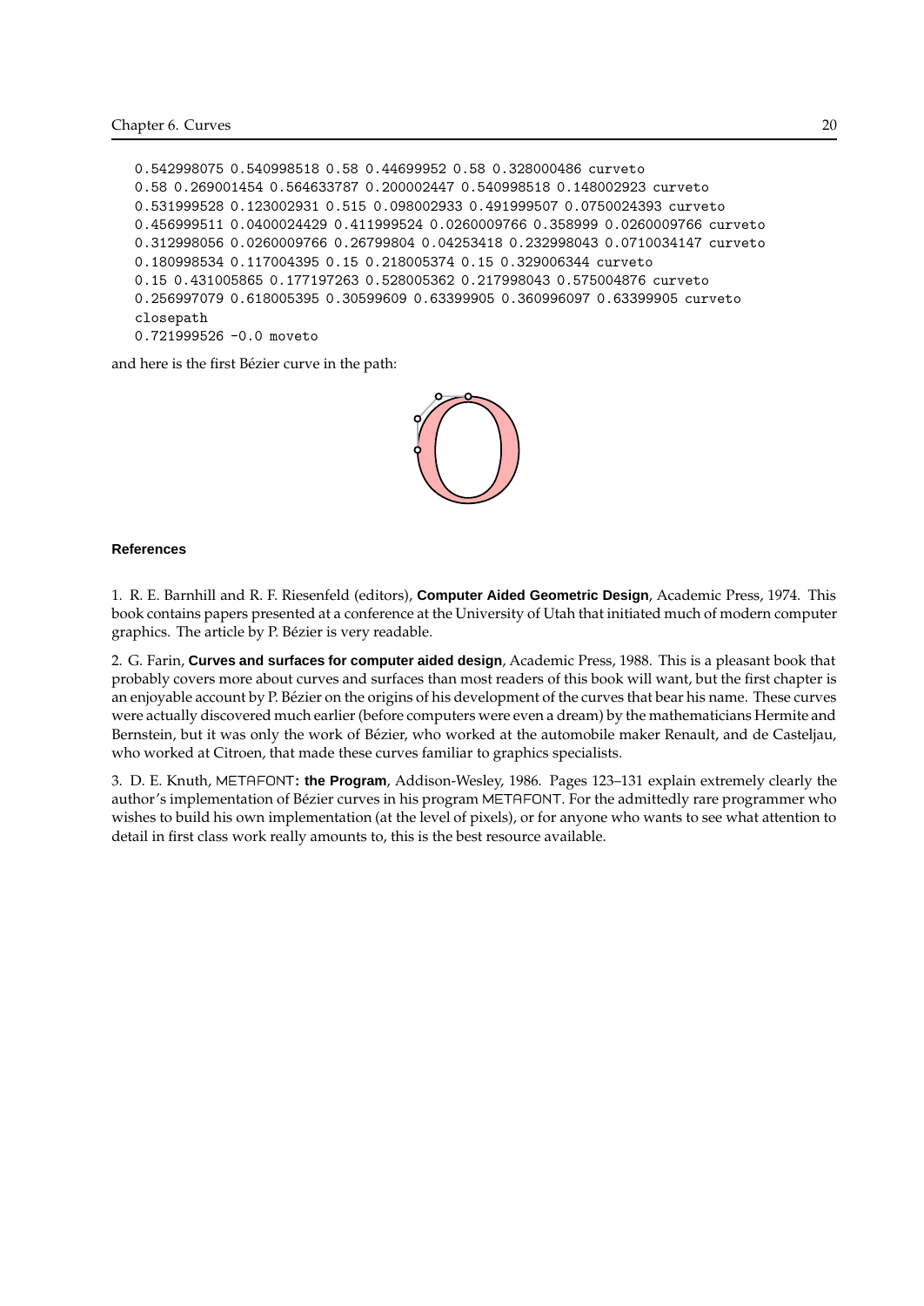```
0.542998075 0.540998518 0.58 0.44699952 0.58 0.328000486 curveto
0.58 0.269001454 0.564633787 0.200002447 0.540998518 0.148002923 curveto
0.531999528 0.123002931 0.515 0.098002933 0.491999507 0.0750024393 curveto
0.456999511 0.0400024429 0.411999524 0.0260009766 0.358999 0.0260009766 curveto
0.312998056 0.0260009766 0.26799804 0.04253418 0.232998043 0.0710034147 curveto
0.180998534 0.117004395 0.15 0.218005374 0.15 0.329006344 curveto
0.15 0.431005865 0.177197263 0.528005362 0.217998043 0.575004876 curveto
0.256997079 0.618005395 0.30599609 0.63399905 0.360996097 0.63399905 curveto
closepath
0.721999526 -0.0 moveto
```

and here is the first Bézier curve in the path:

#### References

1. R. E. Barnhill and R. F. Riesenfeld (editors), **Computer Aided Geometric Design**, Academic Press, 1974. This book contains papers presented at a conference at the University of Utah that initiated much of modern computer graphics. The article by P. Bézier is very readable.

2. G. Farin, **Curves and surfaces for computer aided design**, Academic Press, 1988. This is a pleasant book that probably covers more about curves and surfaces than most readers of this book will want, but the first chapter is an enjoyable account by P. Bézier on the origins of his development of the curves that bear his name. These curves were actually discovered much earlier (before computers were even a dream) by the mathematicians Hermite and Bernstein, but it was only the work of Bézier, who worked at the automobile maker Renault, and de Casteljau, who worked at Citroen, that made these curves familiar to graphics specialists.

3. D. E. Knuth, **METAFONT: the Program**, Addison-Wesley, 1986. Pages 123–131 explain extremely clearly the author's implementation of Bézier curves in his program METAFONT. For the admittedly rare programmer who wishes to build his own implementation (at the level of pixels), or for anyone who wants to see what attention to detail in first class work really amounts to, this is the best resource available.